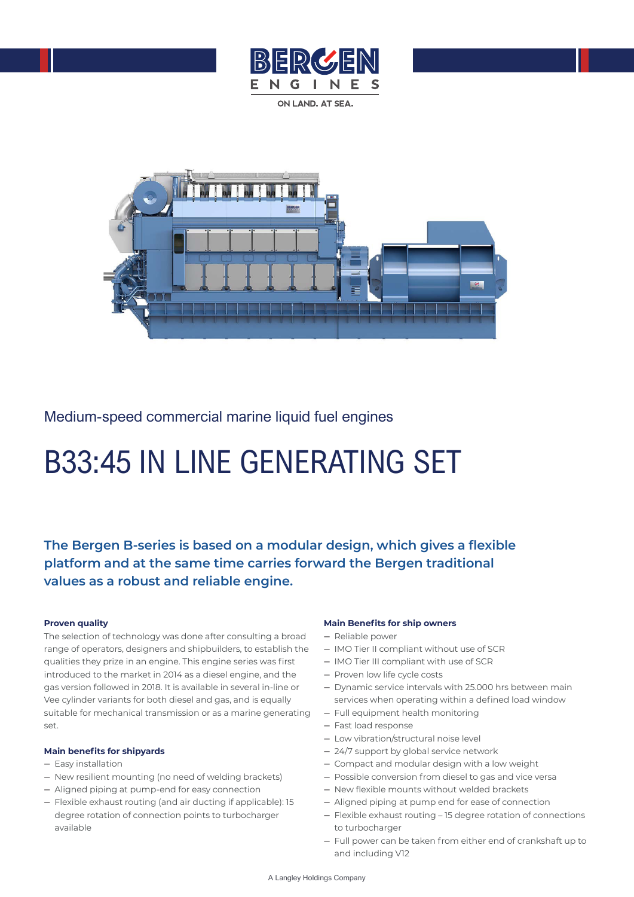BERGEN ENGINES

ON LAND. AT SEA.

Medium-speed commercial marine liquid fuel engines

# B33:45 IN LINE GENERATING SET

## The Bergen B-series is based on a modular design, which gives a flexible platform and at the same time carries forward the Bergen traditional values as a robust and reliable engine.

**Proven quality**

The selection of technology was done after consulting a broad range of operators, designers and shipbuilders, to establish the qualities they prize in an engine. This engine series was first introduced to the market in 2014 as a diesel engine, and the gas version followed in 2018. It is available in several in-line or Vee cylinder variants for both diesel and gas, and is equally suitable for mechanical transmission or as a marine generating set.

**Main benefits for shipyards**

- Easy installation
- New resilient mounting (no need of welding brackets)
- Aligned piping at pump-end for easy connection
- Flexible exhaust routing (and air ducting if applicable): 15 degree rotation of connection points to turbocharger available

**Main Benefits for ship owners**

- Reliable power
- IMO Tier II compliant without use of SCR
- IMO Tier III compliant with use of SCR
- Proven low life cycle costs
- Dynamic service intervals with 25.000 hrs between main services when operating within a defined load window
- Full equipment health monitoring
- Fast load response
- Low vibration/structural noise level
- 24/7 support by global service network
- Compact and modular design with a low weight
- Possible conversion from diesel to gas and vice versa
- New flexible mounts without welded brackets
- Aligned piping at pump end for ease of connection
- Flexible exhaust routing – 15 degree rotation of connections to turbocharger
- Full power can be taken from either end of crankshaft up to and including V12

A Langley Holdings Company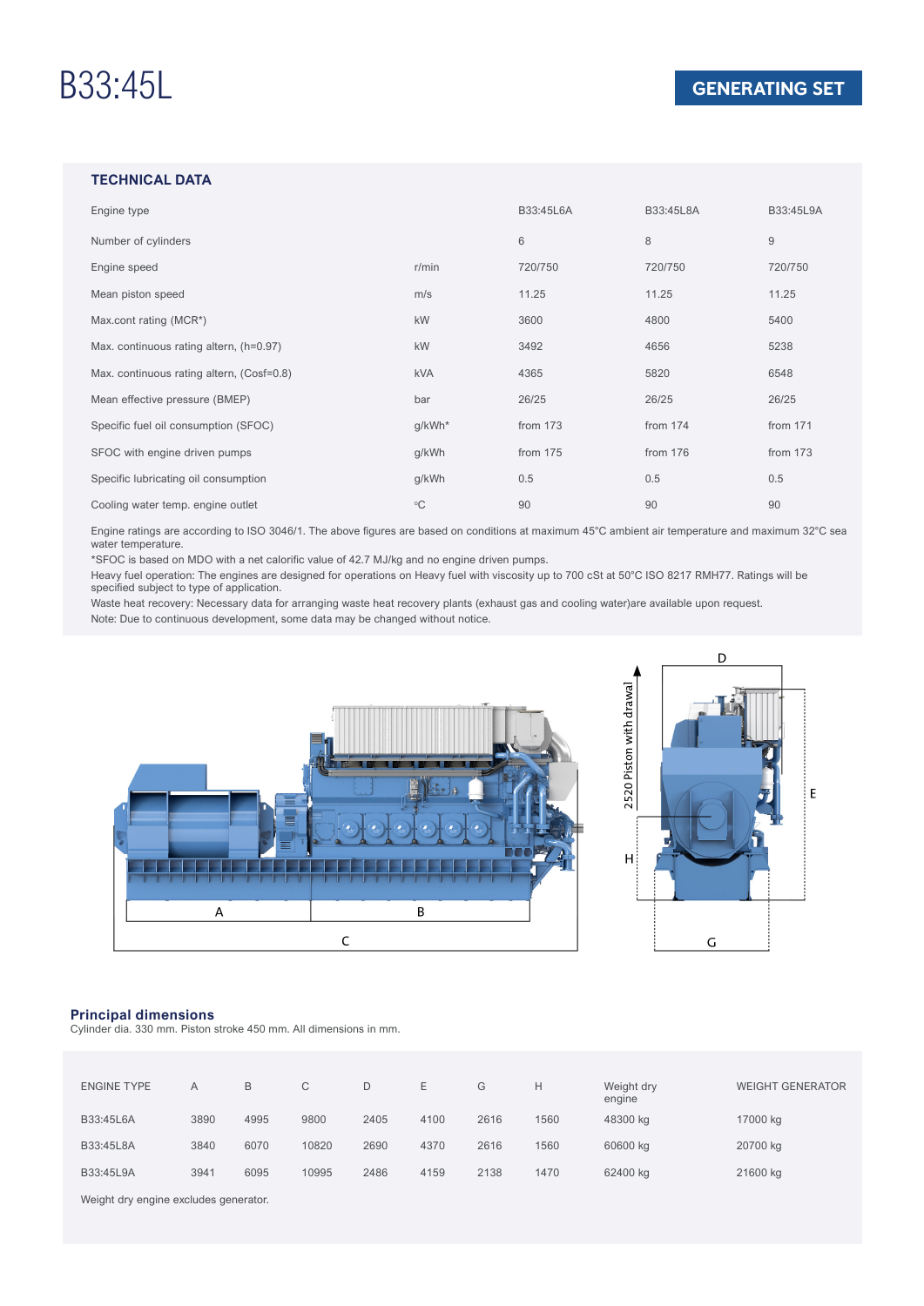# B33:45L

**GENERATING SET**

## TECHNICAL DATA

| Engine type | | B33:45L6A | B33:45L8A | B33:45L9A |
|---|---|---|---|---|
| Number of cylinders | | 6 | 8 | 9 |
| Engine speed | r/min | 720/750 | 720/750 | 720/750 |
| Mean piston speed | m/s | 11.25 | 11.25 | 11.25 |
| Max.cont rating (MCR*) | kW | 3600 | 4800 | 5400 |
| Max. continuous rating altern, (h=0.97) | kW | 3492 | 4656 | 5238 |
| Max. continuous rating altern, (Cosf=0.8) | kVA | 4365 | 5820 | 6548 |
| Mean effective pressure (BMEP) | bar | 26/25 | 26/25 | 26/25 |
| Specific fuel oil consumption (SFOC) | g/kWh* | from 173 | from 174 | from 171 |
| SFOC with engine driven pumps | g/kWh | from 175 | from 176 | from 173 |
| Specific lubricating oil consumption | g/kWh | 0.5 | 0.5 | 0.5 |
| Cooling water temp. engine outlet | °C | 90 | 90 | 90 |

Engine ratings are according to ISO 3046/1. The above figures are based on conditions at maximum 45°C ambient air temperature and maximum 32°C sea water temperature.
*SFOC is based on MDO with a net calorific value of 42.7 MJ/kg and no engine driven pumps.
Heavy fuel operation: The engines are designed for operations on Heavy fuel with viscosity up to 700 cSt at 50°C ISO 8217 RMH77. Ratings will be specified subject to type of application.
Waste heat recovery: Necessary data for arranging waste heat recovery plants (exhaust gas and cooling water)are available upon request.
Note: Due to continuous development, some data may be changed without notice.

A
B
C
D
E
H
G
2520 Piston with drawal

## Principal dimensions

Cylinder dia. 330 mm. Piston stroke 450 mm. All dimensions in mm.

| ENGINE TYPE | A | B | C | D | E | G | H | Weight dry engine | WEIGHT GENERATOR |
|---|---|---|---|---|---|---|---|---|---|
| B33:45L6A | 3890 | 4995 | 9800 | 2405 | 4100 | 2616 | 1560 | 48300 kg | 17000 kg |
| B33:45L8A | 3840 | 6070 | 10820 | 2690 | 4370 | 2616 | 1560 | 60600 kg | 20700 kg |
| B33:45L9A | 3941 | 6095 | 10995 | 2486 | 4159 | 2138 | 1470 | 62400 kg | 21600 kg |

Weight dry engine excludes generator.